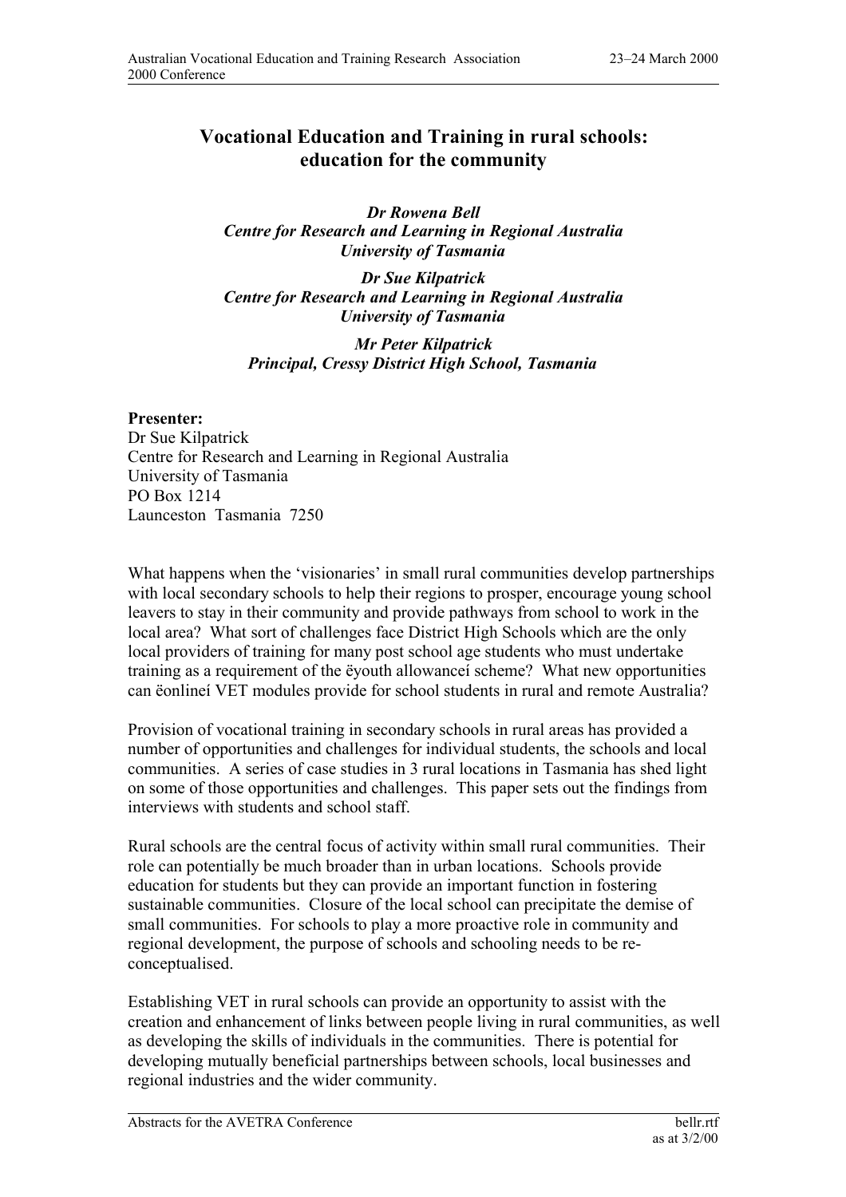# Vocational Education and Training in rural schools: education for the community

***Dr Rowena Bell***
***Centre for Research and Learning in Regional Australia***
***University of Tasmania***

***Dr Sue Kilpatrick***
***Centre for Research and Learning in Regional Australia***
***University of Tasmania***

***Mr Peter Kilpatrick***
***Principal, Cressy District High School, Tasmania***

**Presenter:**
Dr Sue Kilpatrick
Centre for Research and Learning in Regional Australia
University of Tasmania
PO Box 1214
Launceston Tasmania 7250

What happens when the 'visionaries' in small rural communities develop partnerships with local secondary schools to help their regions to prosper, encourage young school leavers to stay in their community and provide pathways from school to work in the local area? What sort of challenges face District High Schools which are the only local providers of training for many post school age students who must undertake training as a requirement of the ëyouth allowanceí scheme? What new opportunities can ëonlineí VET modules provide for school students in rural and remote Australia?

Provision of vocational training in secondary schools in rural areas has provided a number of opportunities and challenges for individual students, the schools and local communities. A series of case studies in 3 rural locations in Tasmania has shed light on some of those opportunities and challenges. This paper sets out the findings from interviews with students and school staff.

Rural schools are the central focus of activity within small rural communities. Their role can potentially be much broader than in urban locations. Schools provide education for students but they can provide an important function in fostering sustainable communities. Closure of the local school can precipitate the demise of small communities. For schools to play a more proactive role in community and regional development, the purpose of schools and schooling needs to be re-conceptualised.

Establishing VET in rural schools can provide an opportunity to assist with the creation and enhancement of links between people living in rural communities, as well as developing the skills of individuals in the communities. There is potential for developing mutually beneficial partnerships between schools, local businesses and regional industries and the wider community.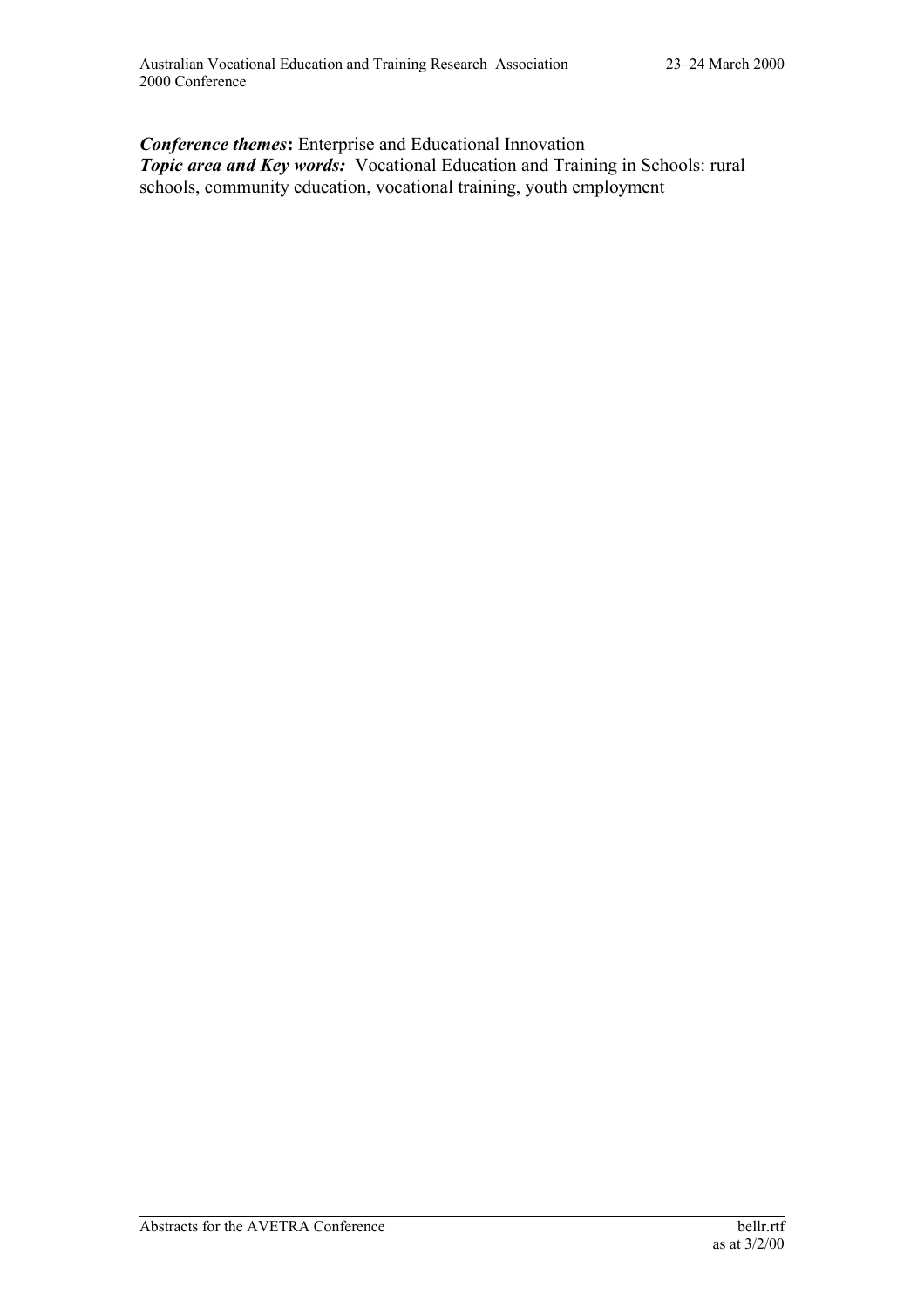***Conference themes*:** Enterprise and Educational Innovation
***Topic area and Key words:*** Vocational Education and Training in Schools: rural schools, community education, vocational training, youth employment